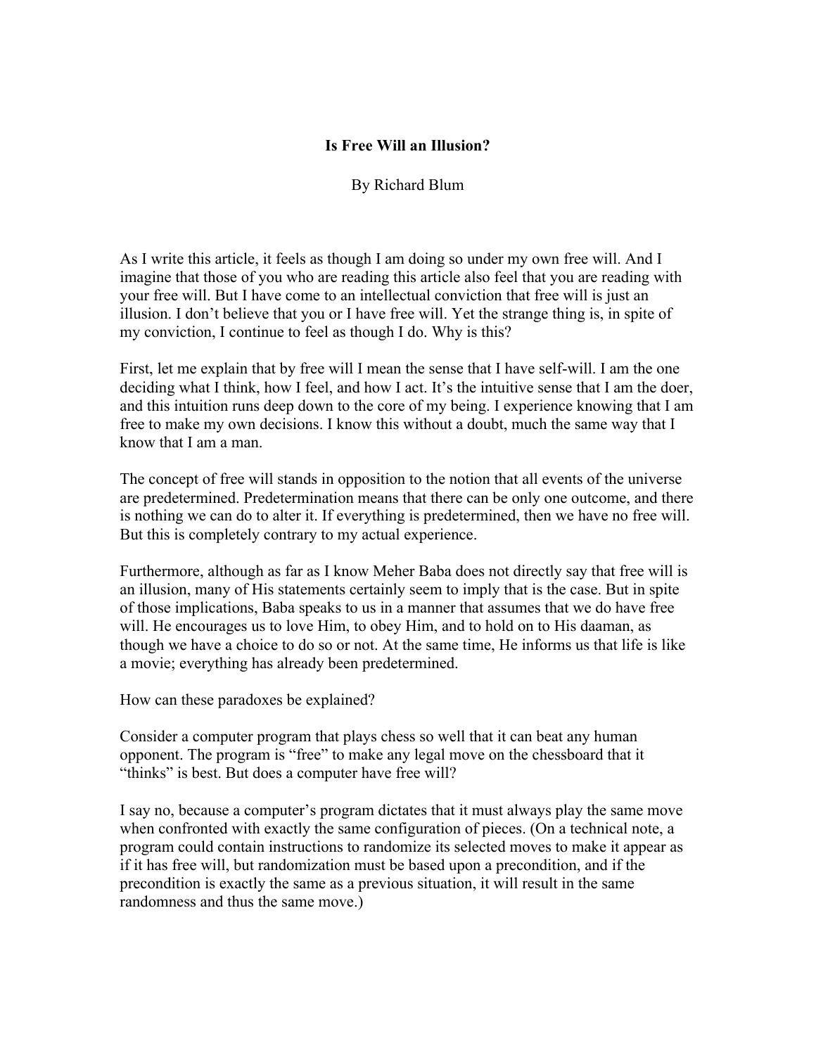# Is Free Will an Illusion?

By Richard Blum

As I write this article, it feels as though I am doing so under my own free will. And I imagine that those of you who are reading this article also feel that you are reading with your free will. But I have come to an intellectual conviction that free will is just an illusion. I don't believe that you or I have free will. Yet the strange thing is, in spite of my conviction, I continue to feel as though I do. Why is this?

First, let me explain that by free will I mean the sense that I have self-will. I am the one deciding what I think, how I feel, and how I act. It's the intuitive sense that I am the doer, and this intuition runs deep down to the core of my being. I experience knowing that I am free to make my own decisions. I know this without a doubt, much the same way that I know that I am a man.

The concept of free will stands in opposition to the notion that all events of the universe are predetermined. Predetermination means that there can be only one outcome, and there is nothing we can do to alter it. If everything is predetermined, then we have no free will. But this is completely contrary to my actual experience.

Furthermore, although as far as I know Meher Baba does not directly say that free will is an illusion, many of His statements certainly seem to imply that is the case. But in spite of those implications, Baba speaks to us in a manner that assumes that we do have free will. He encourages us to love Him, to obey Him, and to hold on to His daaman, as though we have a choice to do so or not. At the same time, He informs us that life is like a movie; everything has already been predetermined.

How can these paradoxes be explained?

Consider a computer program that plays chess so well that it can beat any human opponent. The program is "free" to make any legal move on the chessboard that it "thinks" is best. But does a computer have free will?

I say no, because a computer's program dictates that it must always play the same move when confronted with exactly the same configuration of pieces. (On a technical note, a program could contain instructions to randomize its selected moves to make it appear as if it has free will, but randomization must be based upon a precondition, and if the precondition is exactly the same as a previous situation, it will result in the same randomness and thus the same move.)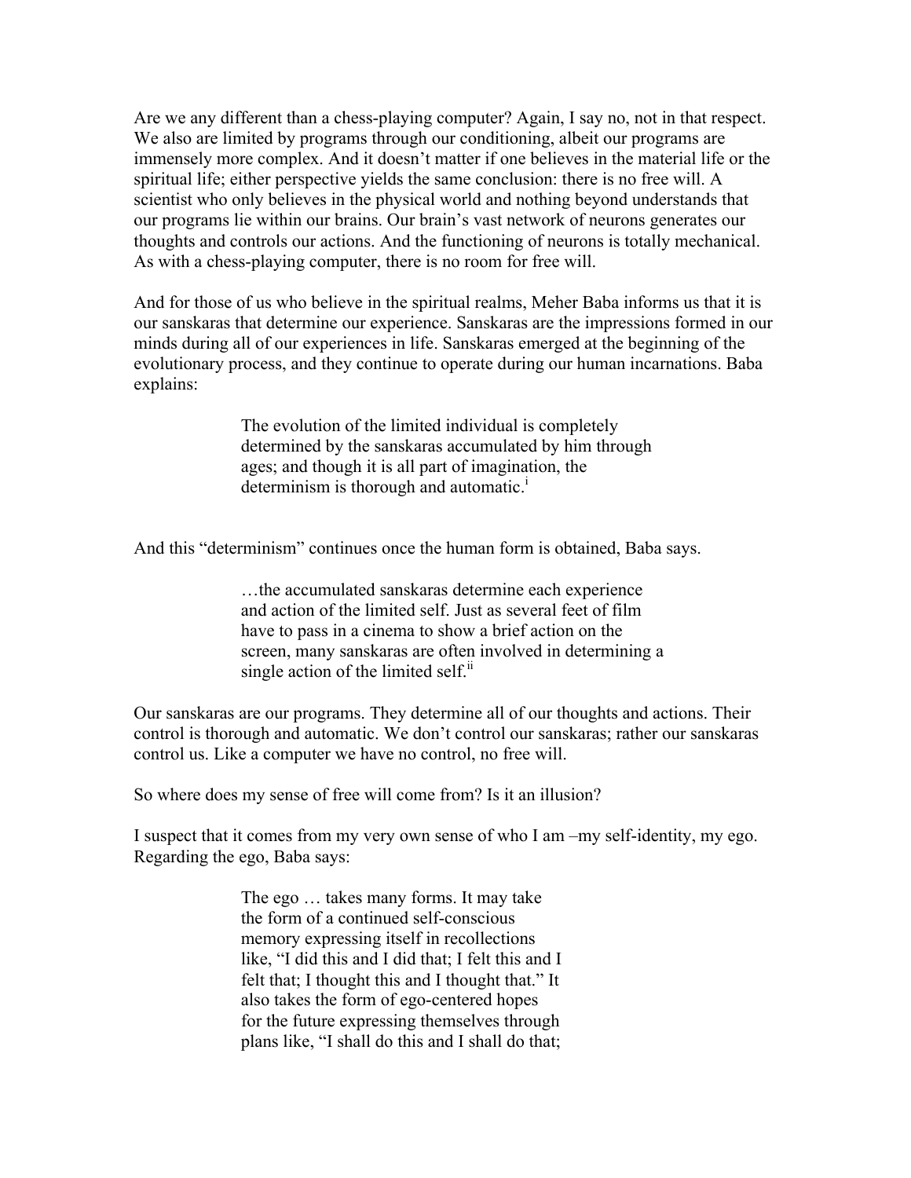Are we any different than a chess-playing computer? Again, I say no, not in that respect. We also are limited by programs through our conditioning, albeit our programs are immensely more complex. And it doesn't matter if one believes in the material life or the spiritual life; either perspective yields the same conclusion: there is no free will. A scientist who only believes in the physical world and nothing beyond understands that our programs lie within our brains. Our brain's vast network of neurons generates our thoughts and controls our actions. And the functioning of neurons is totally mechanical. As with a chess-playing computer, there is no room for free will.

And for those of us who believe in the spiritual realms, Meher Baba informs us that it is our sanskaras that determine our experience. Sanskaras are the impressions formed in our minds during all of our experiences in life. Sanskaras emerged at the beginning of the evolutionary process, and they continue to operate during our human incarnations. Baba explains:

> The evolution of the limited individual is completely determined by the sanskaras accumulated by him through ages; and though it is all part of imagination, the determinism is thorough and automatic.[i]

And this "determinism" continues once the human form is obtained, Baba says.

> …the accumulated sanskaras determine each experience and action of the limited self. Just as several feet of film have to pass in a cinema to show a brief action on the screen, many sanskaras are often involved in determining a single action of the limited self.[ii]

Our sanskaras are our programs. They determine all of our thoughts and actions. Their control is thorough and automatic. We don't control our sanskaras; rather our sanskaras control us. Like a computer we have no control, no free will.

So where does my sense of free will come from? Is it an illusion?

I suspect that it comes from my very own sense of who I am –my self-identity, my ego. Regarding the ego, Baba says:

> The ego … takes many forms. It may take the form of a continued self-conscious memory expressing itself in recollections like, "I did this and I did that; I felt this and I felt that; I thought this and I thought that." It also takes the form of ego-centered hopes for the future expressing themselves through plans like, "I shall do this and I shall do that;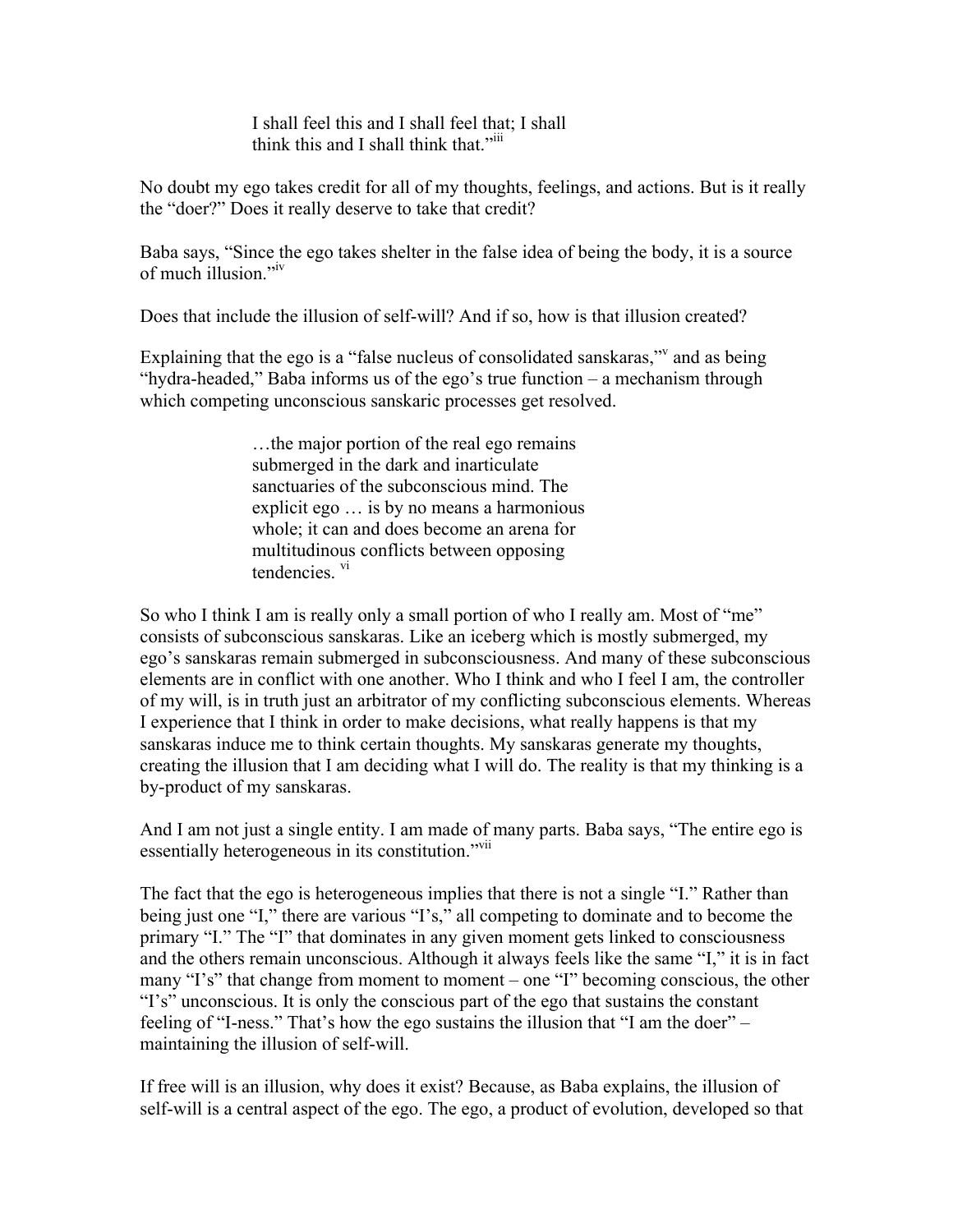> I shall feel this and I shall feel that; I shall think this and I shall think that."[iii]

No doubt my ego takes credit for all of my thoughts, feelings, and actions. But is it really the "doer?" Does it really deserve to take that credit?

Baba says, "Since the ego takes shelter in the false idea of being the body, it is a source of much illusion."[iv]

Does that include the illusion of self-will? And if so, how is that illusion created?

Explaining that the ego is a "false nucleus of consolidated sanskaras,"[v] and as being "hydra-headed," Baba informs us of the ego's true function – a mechanism through which competing unconscious sanskaric processes get resolved.

> …the major portion of the real ego remains submerged in the dark and inarticulate sanctuaries of the subconscious mind. The explicit ego … is by no means a harmonious whole; it can and does become an arena for multitudinous conflicts between opposing tendencies. [vi]

So who I think I am is really only a small portion of who I really am. Most of "me" consists of subconscious sanskaras. Like an iceberg which is mostly submerged, my ego's sanskaras remain submerged in subconsciousness. And many of these subconscious elements are in conflict with one another. Who I think and who I feel I am, the controller of my will, is in truth just an arbitrator of my conflicting subconscious elements. Whereas I experience that I think in order to make decisions, what really happens is that my sanskaras induce me to think certain thoughts. My sanskaras generate my thoughts, creating the illusion that I am deciding what I will do. The reality is that my thinking is a by-product of my sanskaras.

And I am not just a single entity. I am made of many parts. Baba says, "The entire ego is essentially heterogeneous in its constitution."[vii]

The fact that the ego is heterogeneous implies that there is not a single "I." Rather than being just one "I," there are various "I's," all competing to dominate and to become the primary "I." The "I" that dominates in any given moment gets linked to consciousness and the others remain unconscious. Although it always feels like the same "I," it is in fact many "I's" that change from moment to moment – one "I" becoming conscious, the other "I's" unconscious. It is only the conscious part of the ego that sustains the constant feeling of "I-ness." That's how the ego sustains the illusion that "I am the doer" – maintaining the illusion of self-will.

If free will is an illusion, why does it exist? Because, as Baba explains, the illusion of self-will is a central aspect of the ego. The ego, a product of evolution, developed so that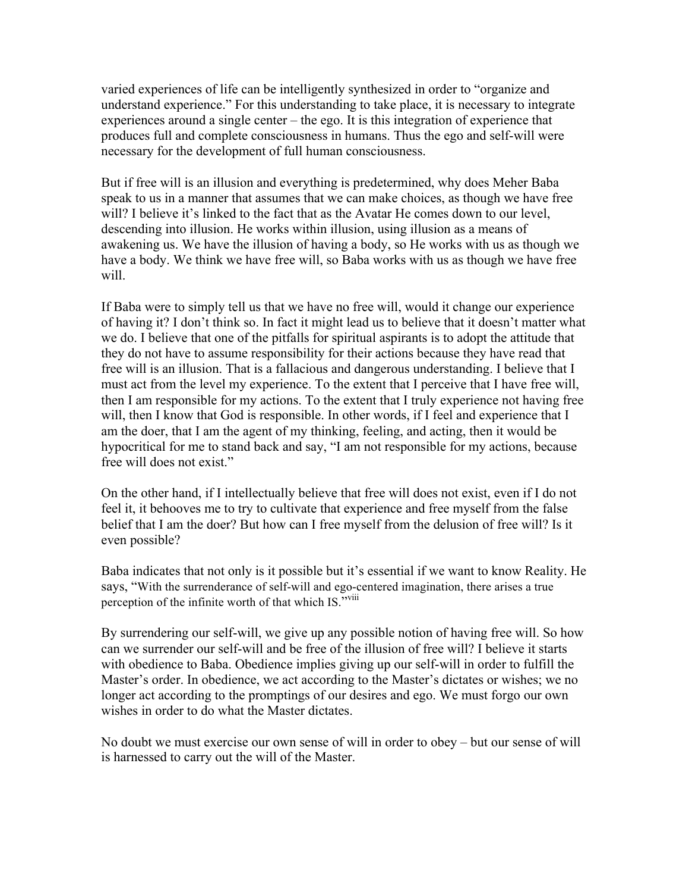varied experiences of life can be intelligently synthesized in order to "organize and understand experience." For this understanding to take place, it is necessary to integrate experiences around a single center – the ego. It is this integration of experience that produces full and complete consciousness in humans. Thus the ego and self-will were necessary for the development of full human consciousness.

But if free will is an illusion and everything is predetermined, why does Meher Baba speak to us in a manner that assumes that we can make choices, as though we have free will? I believe it's linked to the fact that as the Avatar He comes down to our level, descending into illusion. He works within illusion, using illusion as a means of awakening us. We have the illusion of having a body, so He works with us as though we have a body. We think we have free will, so Baba works with us as though we have free will.

If Baba were to simply tell us that we have no free will, would it change our experience of having it? I don't think so. In fact it might lead us to believe that it doesn't matter what we do. I believe that one of the pitfalls for spiritual aspirants is to adopt the attitude that they do not have to assume responsibility for their actions because they have read that free will is an illusion. That is a fallacious and dangerous understanding. I believe that I must act from the level my experience. To the extent that I perceive that I have free will, then I am responsible for my actions. To the extent that I truly experience not having free will, then I know that God is responsible. In other words, if I feel and experience that I am the doer, that I am the agent of my thinking, feeling, and acting, then it would be hypocritical for me to stand back and say, "I am not responsible for my actions, because free will does not exist."

On the other hand, if I intellectually believe that free will does not exist, even if I do not feel it, it behooves me to try to cultivate that experience and free myself from the false belief that I am the doer? But how can I free myself from the delusion of free will? Is it even possible?

Baba indicates that not only is it possible but it's essential if we want to know Reality. He says, "With the surrenderance of self-will and ego-centered imagination, there arises a true perception of the infinite worth of that which IS."[viii]

By surrendering our self-will, we give up any possible notion of having free will. So how can we surrender our self-will and be free of the illusion of free will? I believe it starts with obedience to Baba. Obedience implies giving up our self-will in order to fulfill the Master's order. In obedience, we act according to the Master's dictates or wishes; we no longer act according to the promptings of our desires and ego. We must forgo our own wishes in order to do what the Master dictates.

No doubt we must exercise our own sense of will in order to obey – but our sense of will is harnessed to carry out the will of the Master.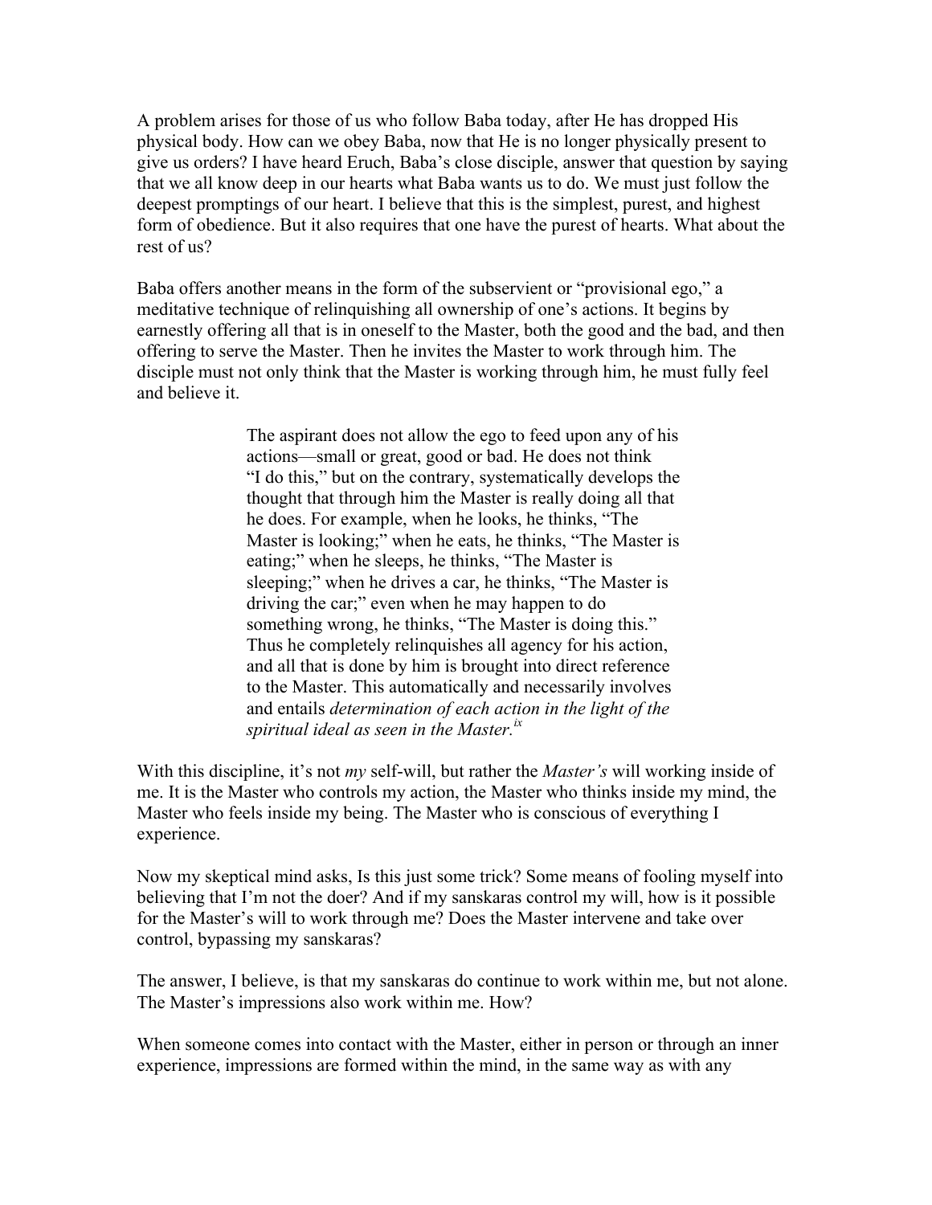A problem arises for those of us who follow Baba today, after He has dropped His physical body. How can we obey Baba, now that He is no longer physically present to give us orders? I have heard Eruch, Baba's close disciple, answer that question by saying that we all know deep in our hearts what Baba wants us to do. We must just follow the deepest promptings of our heart. I believe that this is the simplest, purest, and highest form of obedience. But it also requires that one have the purest of hearts. What about the rest of us?

Baba offers another means in the form of the subservient or "provisional ego," a meditative technique of relinquishing all ownership of one's actions. It begins by earnestly offering all that is in oneself to the Master, both the good and the bad, and then offering to serve the Master. Then he invites the Master to work through him. The disciple must not only think that the Master is working through him, he must fully feel and believe it.

> The aspirant does not allow the ego to feed upon any of his actions—small or great, good or bad. He does not think "I do this," but on the contrary, systematically develops the thought that through him the Master is really doing all that he does. For example, when he looks, he thinks, "The Master is looking;" when he eats, he thinks, "The Master is eating;" when he sleeps, he thinks, "The Master is sleeping;" when he drives a car, he thinks, "The Master is driving the car;" even when he may happen to do something wrong, he thinks, "The Master is doing this." Thus he completely relinquishes all agency for his action, and all that is done by him is brought into direct reference to the Master. This automatically and necessarily involves and entails *determination of each action in the light of the spiritual ideal as seen in the Master.*[ix]

With this discipline, it's not *my* self-will, but rather the *Master's* will working inside of me. It is the Master who controls my action, the Master who thinks inside my mind, the Master who feels inside my being. The Master who is conscious of everything I experience.

Now my skeptical mind asks, Is this just some trick? Some means of fooling myself into believing that I'm not the doer? And if my sanskaras control my will, how is it possible for the Master's will to work through me? Does the Master intervene and take over control, bypassing my sanskaras?

The answer, I believe, is that my sanskaras do continue to work within me, but not alone. The Master's impressions also work within me. How?

When someone comes into contact with the Master, either in person or through an inner experience, impressions are formed within the mind, in the same way as with any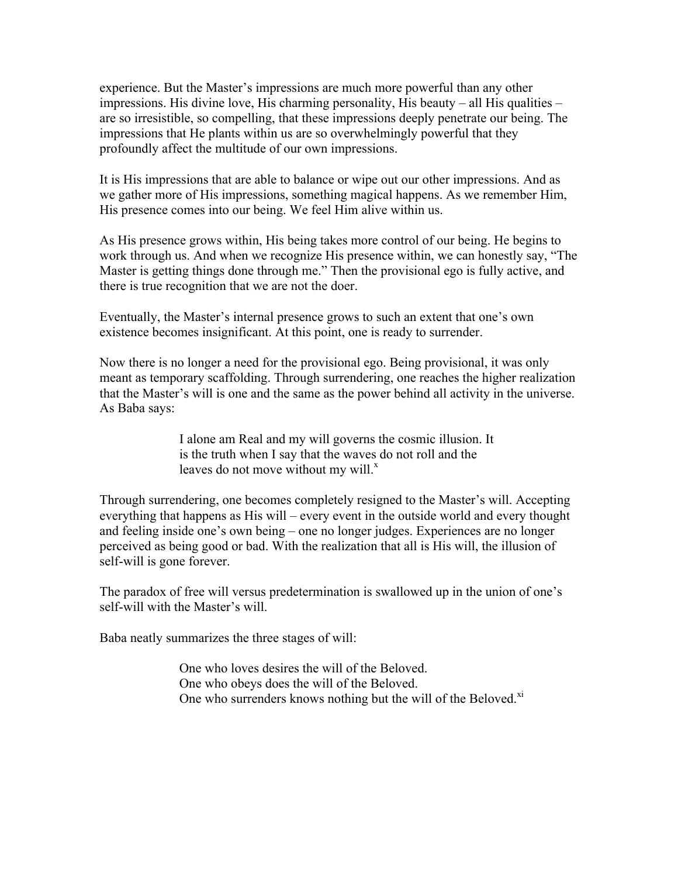experience. But the Master's impressions are much more powerful than any other impressions. His divine love, His charming personality, His beauty – all His qualities – are so irresistible, so compelling, that these impressions deeply penetrate our being. The impressions that He plants within us are so overwhelmingly powerful that they profoundly affect the multitude of our own impressions.

It is His impressions that are able to balance or wipe out our other impressions. And as we gather more of His impressions, something magical happens. As we remember Him, His presence comes into our being. We feel Him alive within us.

As His presence grows within, His being takes more control of our being. He begins to work through us. And when we recognize His presence within, we can honestly say, "The Master is getting things done through me." Then the provisional ego is fully active, and there is true recognition that we are not the doer.

Eventually, the Master's internal presence grows to such an extent that one's own existence becomes insignificant. At this point, one is ready to surrender.

Now there is no longer a need for the provisional ego. Being provisional, it was only meant as temporary scaffolding. Through surrendering, one reaches the higher realization that the Master's will is one and the same as the power behind all activity in the universe. As Baba says:

> I alone am Real and my will governs the cosmic illusion. It is the truth when I say that the waves do not roll and the leaves do not move without my will.[x]

Through surrendering, one becomes completely resigned to the Master's will. Accepting everything that happens as His will – every event in the outside world and every thought and feeling inside one's own being – one no longer judges. Experiences are no longer perceived as being good or bad. With the realization that all is His will, the illusion of self-will is gone forever.

The paradox of free will versus predetermination is swallowed up in the union of one's self-will with the Master's will.

Baba neatly summarizes the three stages of will:

> One who loves desires the will of the Beloved.
> One who obeys does the will of the Beloved.
> One who surrenders knows nothing but the will of the Beloved.[xi]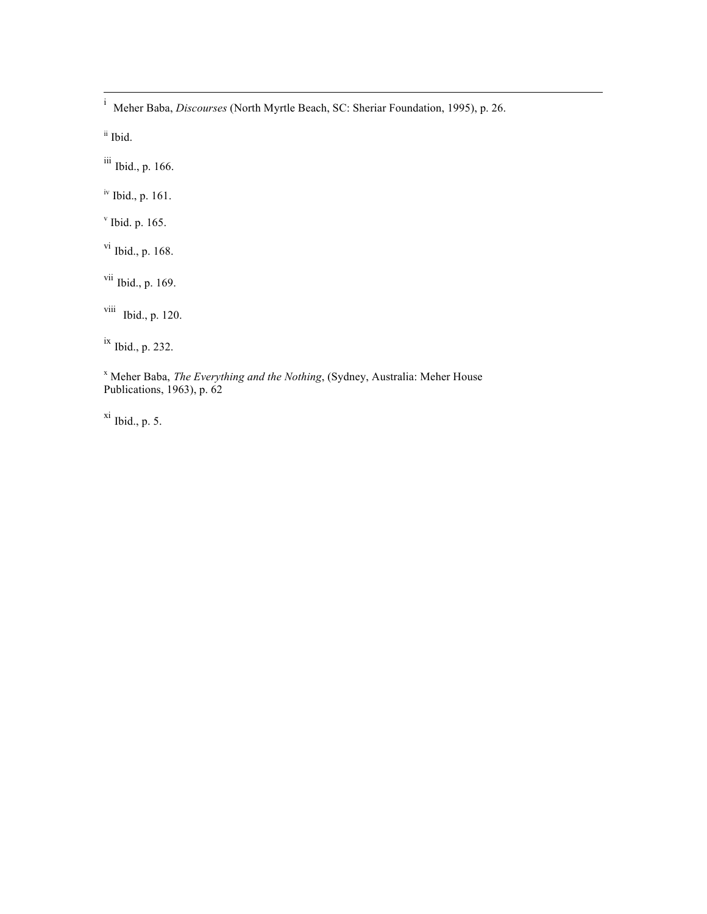---

[i] Meher Baba, *Discourses* (North Myrtle Beach, SC: Sheriar Foundation, 1995), p. 26.

[ii] Ibid.

[iii] Ibid., p. 166.

[iv] Ibid., p. 161.

[v] Ibid. p. 165.

[vi] Ibid., p. 168.

[vii] Ibid., p. 169.

[viii] Ibid., p. 120.

[ix] Ibid., p. 232.

[x] Meher Baba, *The Everything and the Nothing*, (Sydney, Australia: Meher House Publications, 1963), p. 62

[xi] Ibid., p. 5.